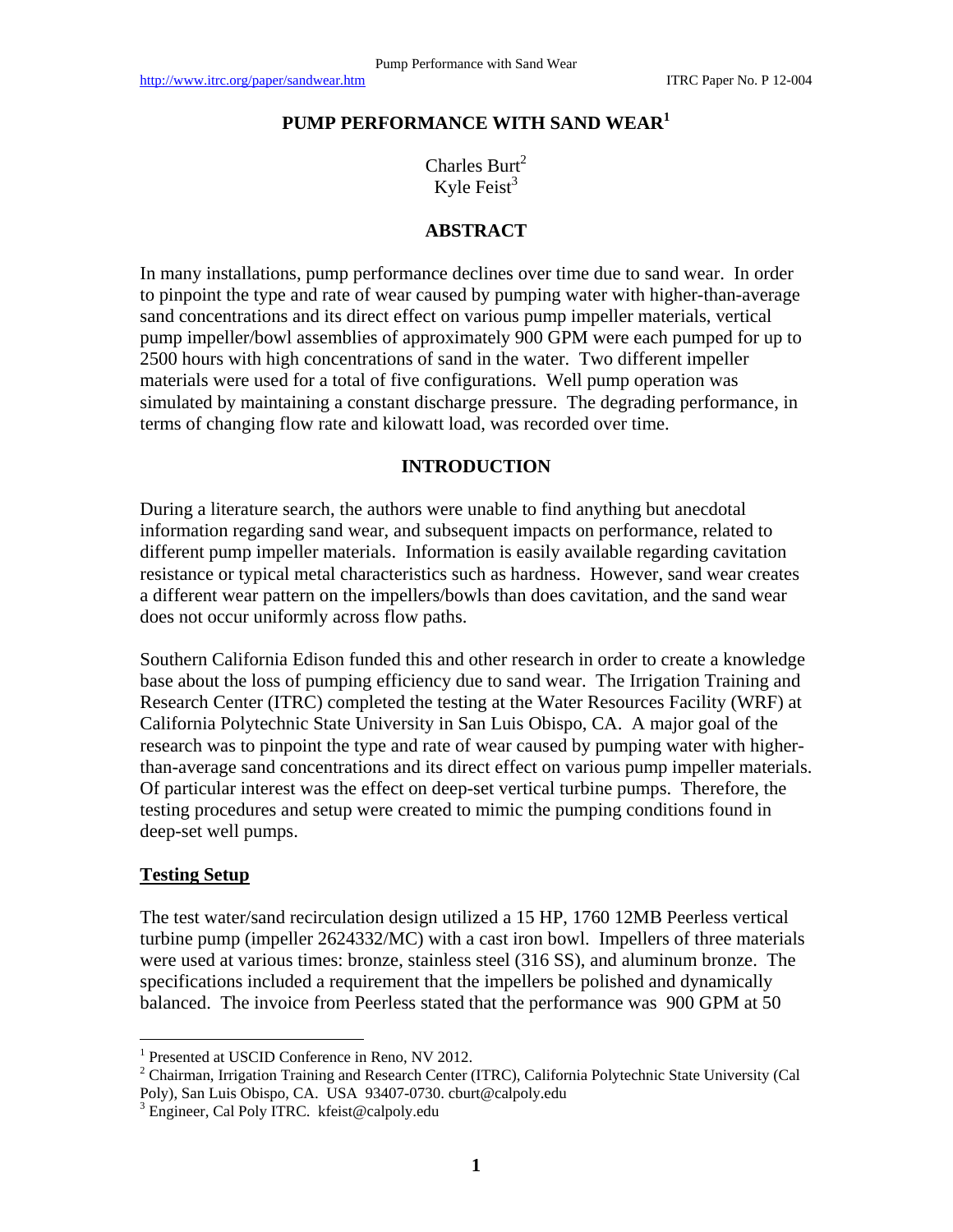# PUMP PERFORMANCE WITH SAND WEAR[1]

Charles Burt[2]
Kyle Feist[3]

## ABSTRACT

In many installations, pump performance declines over time due to sand wear. In order to pinpoint the type and rate of wear caused by pumping water with higher-than-average sand concentrations and its direct effect on various pump impeller materials, vertical pump impeller/bowl assemblies of approximately 900 GPM were each pumped for up to 2500 hours with high concentrations of sand in the water. Two different impeller materials were used for a total of five configurations. Well pump operation was simulated by maintaining a constant discharge pressure. The degrading performance, in terms of changing flow rate and kilowatt load, was recorded over time.

## INTRODUCTION

During a literature search, the authors were unable to find anything but anecdotal information regarding sand wear, and subsequent impacts on performance, related to different pump impeller materials. Information is easily available regarding cavitation resistance or typical metal characteristics such as hardness. However, sand wear creates a different wear pattern on the impellers/bowls than does cavitation, and the sand wear does not occur uniformly across flow paths.

Southern California Edison funded this and other research in order to create a knowledge base about the loss of pumping efficiency due to sand wear. The Irrigation Training and Research Center (ITRC) completed the testing at the Water Resources Facility (WRF) at California Polytechnic State University in San Luis Obispo, CA. A major goal of the research was to pinpoint the type and rate of wear caused by pumping water with higher-than-average sand concentrations and its direct effect on various pump impeller materials. Of particular interest was the effect on deep-set vertical turbine pumps. Therefore, the testing procedures and setup were created to mimic the pumping conditions found in deep-set well pumps.

### Testing Setup

The test water/sand recirculation design utilized a 15 HP, 1760 12MB Peerless vertical turbine pump (impeller 2624332/MC) with a cast iron bowl. Impellers of three materials were used at various times: bronze, stainless steel (316 SS), and aluminum bronze. The specifications included a requirement that the impellers be polished and dynamically balanced. The invoice from Peerless stated that the performance was 900 GPM at 50

---

[1] Presented at USCID Conference in Reno, NV 2012.

[2] Chairman, Irrigation Training and Research Center (ITRC), California Polytechnic State University (Cal Poly), San Luis Obispo, CA. USA 93407-0730. cburt@calpoly.edu

[3] Engineer, Cal Poly ITRC. kfeist@calpoly.edu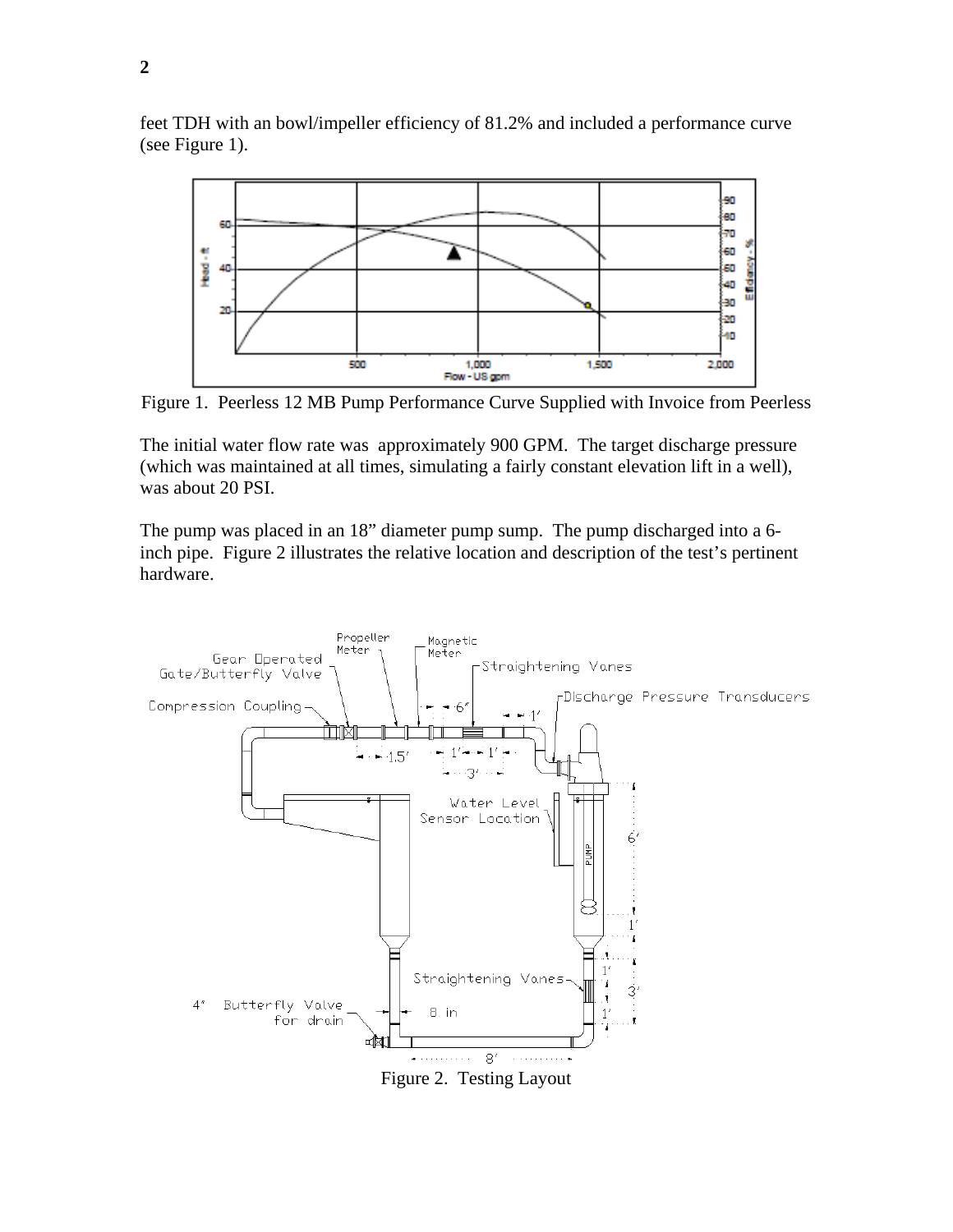feet TDH with an bowl/impeller efficiency of 81.2% and included a performance curve (see Figure 1).

Figure 1. Peerless 12 MB Pump Performance Curve Supplied with Invoice from Peerless

The initial water flow rate was approximately 900 GPM. The target discharge pressure (which was maintained at all times, simulating a fairly constant elevation lift in a well), was about 20 PSI.

The pump was placed in an 18" diameter pump sump. The pump discharged into a 6-inch pipe. Figure 2 illustrates the relative location and description of the test's pertinent hardware.

Figure 2. Testing Layout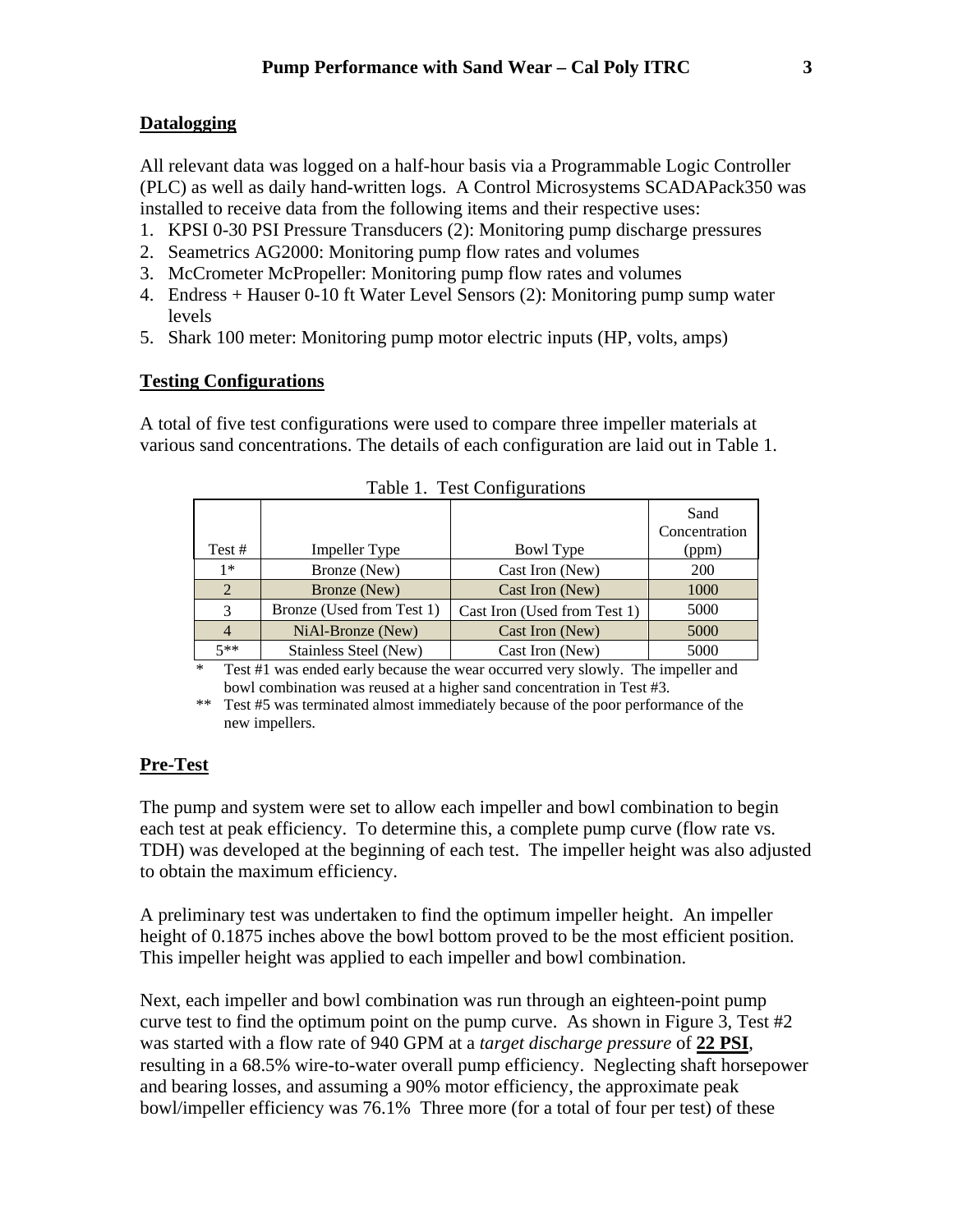## Datalogging

All relevant data was logged on a half-hour basis via a Programmable Logic Controller (PLC) as well as daily hand-written logs. A Control Microsystems SCADAPack350 was installed to receive data from the following items and their respective uses:

1. KPSI 0-30 PSI Pressure Transducers (2): Monitoring pump discharge pressures
2. Seametrics AG2000: Monitoring pump flow rates and volumes
3. McCrometer McPropeller: Monitoring pump flow rates and volumes
4. Endress + Hauser 0-10 ft Water Level Sensors (2): Monitoring pump sump water levels
5. Shark 100 meter: Monitoring pump motor electric inputs (HP, volts, amps)

## Testing Configurations

A total of five test configurations were used to compare three impeller materials at various sand concentrations. The details of each configuration are laid out in Table 1.

Table 1. Test Configurations

| Test # | Impeller Type | Bowl Type | Sand Concentration (ppm) |
|---|---|---|---|
| 1* | Bronze (New) | Cast Iron (New) | 200 |
| 2 | Bronze (New) | Cast Iron (New) | 1000 |
| 3 | Bronze (Used from Test 1) | Cast Iron (Used from Test 1) | 5000 |
| 4 | NiAl-Bronze (New) | Cast Iron (New) | 5000 |
| 5** | Stainless Steel (New) | Cast Iron (New) | 5000 |

\* Test #1 was ended early because the wear occurred very slowly. The impeller and bowl combination was reused at a higher sand concentration in Test #3.

\*\* Test #5 was terminated almost immediately because of the poor performance of the new impellers.

## Pre-Test

The pump and system were set to allow each impeller and bowl combination to begin each test at peak efficiency. To determine this, a complete pump curve (flow rate vs. TDH) was developed at the beginning of each test. The impeller height was also adjusted to obtain the maximum efficiency.

A preliminary test was undertaken to find the optimum impeller height. An impeller height of 0.1875 inches above the bowl bottom proved to be the most efficient position. This impeller height was applied to each impeller and bowl combination.

Next, each impeller and bowl combination was run through an eighteen-point pump curve test to find the optimum point on the pump curve. As shown in Figure 3, Test #2 was started with a flow rate of 940 GPM at a *target discharge pressure* of **22 PSI**, resulting in a 68.5% wire-to-water overall pump efficiency. Neglecting shaft horsepower and bearing losses, and assuming a 90% motor efficiency, the approximate peak bowl/impeller efficiency was 76.1% Three more (for a total of four per test) of these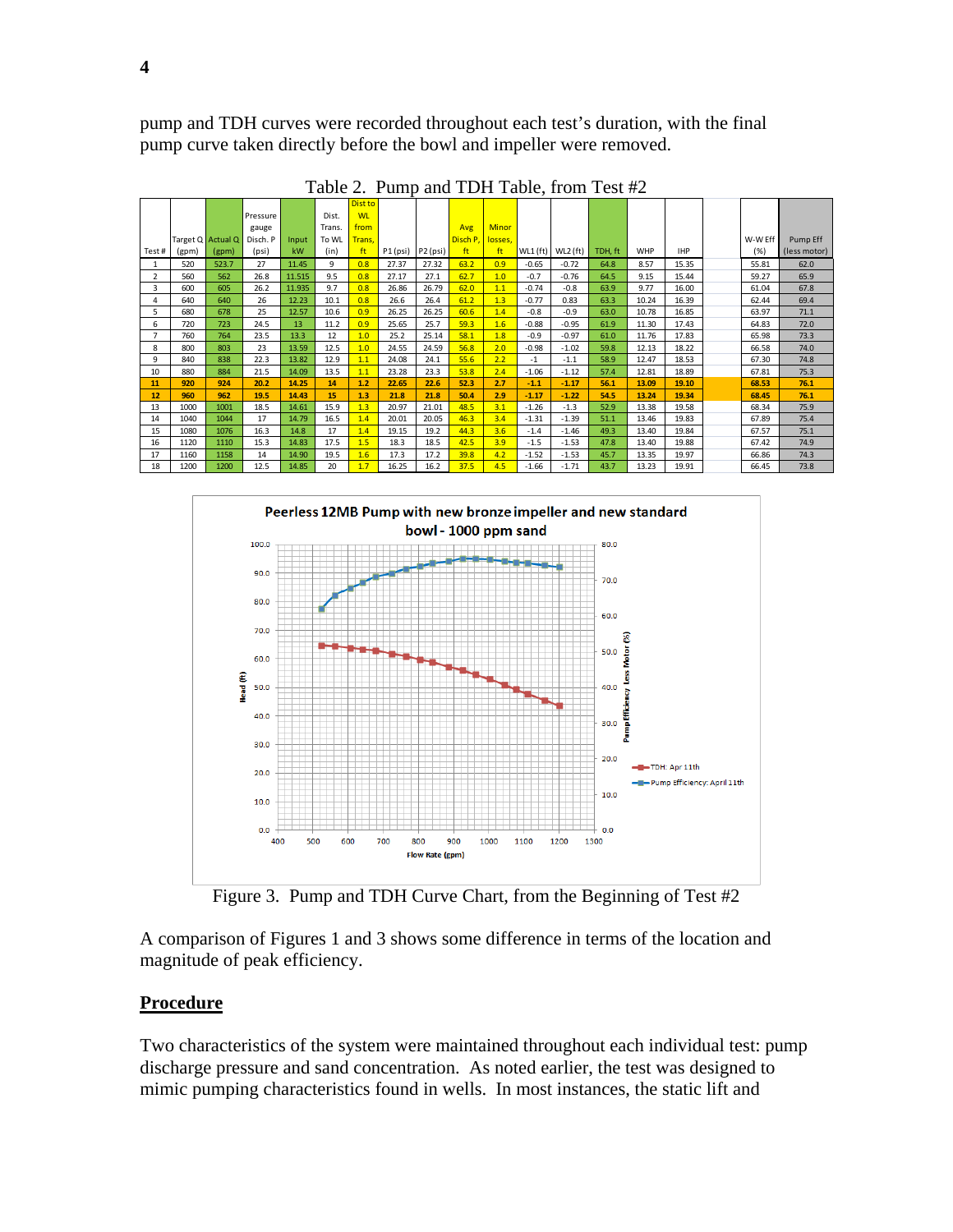pump and TDH curves were recorded throughout each test's duration, with the final pump curve taken directly before the bowl and impeller were removed.

Table 2. Pump and TDH Table, from Test #2

| Test # | Target Q (gpm) | Actual Q (gpm) | Pressure gauge Disch. P (psi) | Input kW | Dist. Trans. To WL (in) | Dist to WL from Trans, ft | P1 (psi) | P2 (psi) | Avg Disch P, ft | Minor losses, ft | WL1 (ft) | WL2 (ft) | TDH, ft | WHP | IHP | | W-W Eff (%) | Pump Eff (less motor) |
|---|---|---|---|---|---|---|---|---|---|---|---|---|---|---|---|---|---|---|
| 1 | 520 | 523.7 | 27 | 11.45 | 9 | 0.8 | 27.37 | 27.32 | 63.2 | 0.9 | -0.65 | -0.72 | 64.8 | 8.57 | 15.35 | | 55.81 | 62.0 |
| 2 | 560 | 562 | 26.8 | 11.515 | 9.5 | 0.8 | 27.17 | 27.1 | 62.7 | 1.0 | -0.7 | -0.76 | 64.5 | 9.15 | 15.44 | | 59.27 | 65.9 |
| 3 | 600 | 605 | 26.2 | 11.935 | 9.7 | 0.8 | 26.86 | 26.79 | 62.0 | 1.1 | -0.74 | -0.8 | 63.9 | 9.77 | 16.00 | | 61.04 | 67.8 |
| 4 | 640 | 640 | 26 | 12.23 | 10.1 | 0.8 | 26.6 | 26.4 | 61.2 | 1.3 | -0.77 | 0.83 | 63.3 | 10.24 | 16.39 | | 62.44 | 69.4 |
| 5 | 680 | 678 | 25 | 12.57 | 10.6 | 0.9 | 26.25 | 26.25 | 60.6 | 1.4 | -0.8 | -0.9 | 63.0 | 10.78 | 16.85 | | 63.97 | 71.1 |
| 6 | 720 | 723 | 24.5 | 13 | 11.2 | 0.9 | 25.65 | 25.7 | 59.3 | 1.6 | -0.88 | -0.95 | 61.9 | 11.30 | 17.43 | | 64.83 | 72.0 |
| 7 | 760 | 764 | 23.5 | 13.3 | 12 | 1.0 | 25.2 | 25.14 | 58.1 | 1.8 | -0.9 | -0.97 | 61.0 | 11.76 | 17.83 | | 65.98 | 73.3 |
| 8 | 800 | 803 | 23 | 13.59 | 12.5 | 1.0 | 24.55 | 24.59 | 56.8 | 2.0 | -0.98 | -1.02 | 59.8 | 12.13 | 18.22 | | 66.58 | 74.0 |
| 9 | 840 | 838 | 22.3 | 13.82 | 12.9 | 1.1 | 24.08 | 24.1 | 55.6 | 2.2 | -1 | -1.1 | 58.9 | 12.47 | 18.53 | | 67.30 | 74.8 |
| 10 | 880 | 884 | 21.5 | 14.09 | 13.5 | 1.1 | 23.28 | 23.3 | 53.8 | 2.4 | -1.06 | -1.12 | 57.4 | 12.81 | 18.89 | | 67.81 | 75.3 |
| **11** | **920** | **924** | **20.2** | **14.25** | **14** | **1.2** | **22.65** | **22.6** | **52.3** | **2.7** | **-1.1** | **-1.17** | **56.1** | **13.09** | **19.10** | | **68.53** | **76.1** |
| **12** | **960** | **962** | **19.5** | **14.43** | **15** | **1.3** | **21.8** | **21.8** | **50.4** | **2.9** | **-1.17** | **-1.22** | **54.5** | **13.24** | **19.34** | | **68.45** | **76.1** |
| 13 | 1000 | 1001 | 18.5 | 14.61 | 15.9 | 1.3 | 20.97 | 21.01 | 48.5 | 3.1 | -1.26 | -1.3 | 52.9 | 13.38 | 19.58 | | 68.34 | 75.9 |
| 14 | 1040 | 1044 | 17 | 14.79 | 16.5 | 1.4 | 20.01 | 20.05 | 46.3 | 3.4 | -1.31 | -1.39 | 51.1 | 13.46 | 19.83 | | 67.89 | 75.4 |
| 15 | 1080 | 1076 | 16.3 | 14.8 | 17 | 1.4 | 19.15 | 19.2 | 44.3 | 3.6 | -1.4 | -1.46 | 49.3 | 13.40 | 19.84 | | 67.57 | 75.1 |
| 16 | 1120 | 1110 | 15.3 | 14.83 | 17.5 | 1.5 | 18.3 | 18.5 | 42.5 | 3.9 | -1.5 | -1.53 | 47.8 | 13.40 | 19.88 | | 67.42 | 74.9 |
| 17 | 1160 | 1158 | 14 | 14.90 | 19.5 | 1.6 | 17.3 | 17.2 | 39.8 | 4.2 | -1.52 | -1.53 | 45.7 | 13.35 | 19.97 | | 66.86 | 74.3 |
| 18 | 1200 | 1200 | 12.5 | 14.85 | 20 | 1.7 | 16.25 | 16.2 | 37.5 | 4.5 | -1.66 | -1.71 | 43.7 | 13.23 | 19.91 | | 66.45 | 73.8 |

Figure 3. Pump and TDH Curve Chart, from the Beginning of Test #2

A comparison of Figures 1 and 3 shows some difference in terms of the location and magnitude of peak efficiency.

## Procedure

Two characteristics of the system were maintained throughout each individual test: pump discharge pressure and sand concentration. As noted earlier, the test was designed to mimic pumping characteristics found in wells. In most instances, the static lift and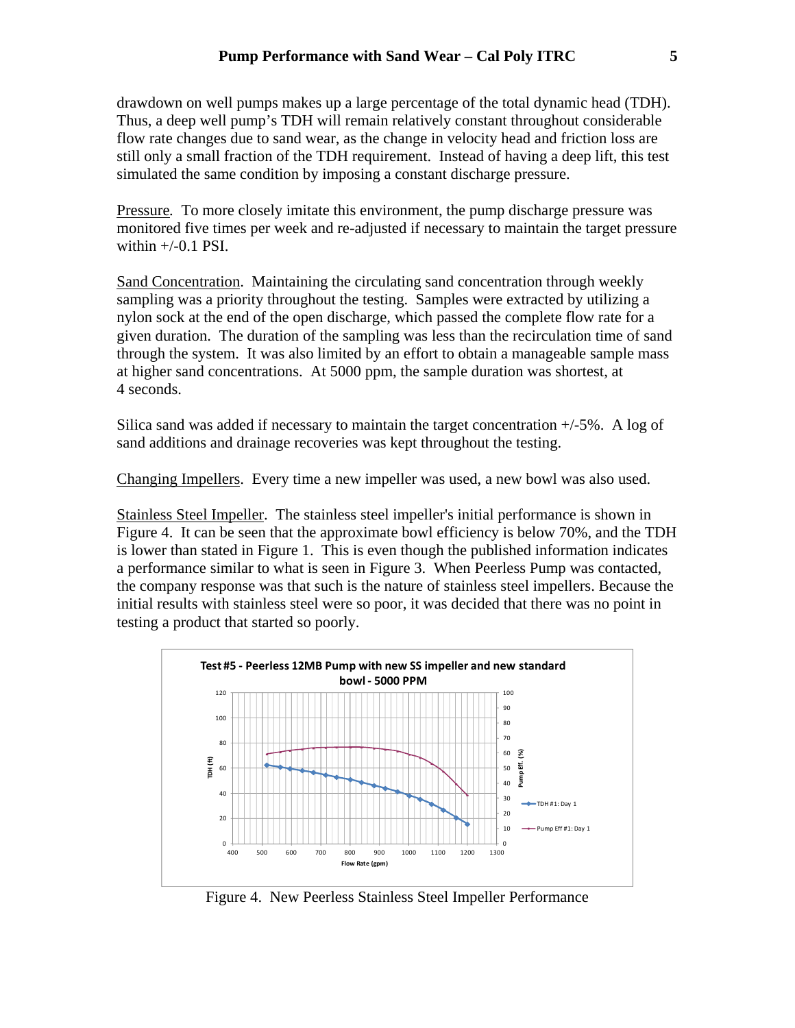drawdown on well pumps makes up a large percentage of the total dynamic head (TDH). Thus, a deep well pump's TDH will remain relatively constant throughout considerable flow rate changes due to sand wear, as the change in velocity head and friction loss are still only a small fraction of the TDH requirement. Instead of having a deep lift, this test simulated the same condition by imposing a constant discharge pressure.

Pressure. To more closely imitate this environment, the pump discharge pressure was monitored five times per week and re-adjusted if necessary to maintain the target pressure within +/-0.1 PSI.

Sand Concentration. Maintaining the circulating sand concentration through weekly sampling was a priority throughout the testing. Samples were extracted by utilizing a nylon sock at the end of the open discharge, which passed the complete flow rate for a given duration. The duration of the sampling was less than the recirculation time of sand through the system. It was also limited by an effort to obtain a manageable sample mass at higher sand concentrations. At 5000 ppm, the sample duration was shortest, at 4 seconds.

Silica sand was added if necessary to maintain the target concentration +/-5%. A log of sand additions and drainage recoveries was kept throughout the testing.

Changing Impellers. Every time a new impeller was used, a new bowl was also used.

Stainless Steel Impeller. The stainless steel impeller's initial performance is shown in Figure 4. It can be seen that the approximate bowl efficiency is below 70%, and the TDH is lower than stated in Figure 1. This is even though the published information indicates a performance similar to what is seen in Figure 3. When Peerless Pump was contacted, the company response was that such is the nature of stainless steel impellers. Because the initial results with stainless steel were so poor, it was decided that there was no point in testing a product that started so poorly.

**Test #5 - Peerless 12MB Pump with new SS impeller and new standard bowl - 5000 PPM**

Figure 4. New Peerless Stainless Steel Impeller Performance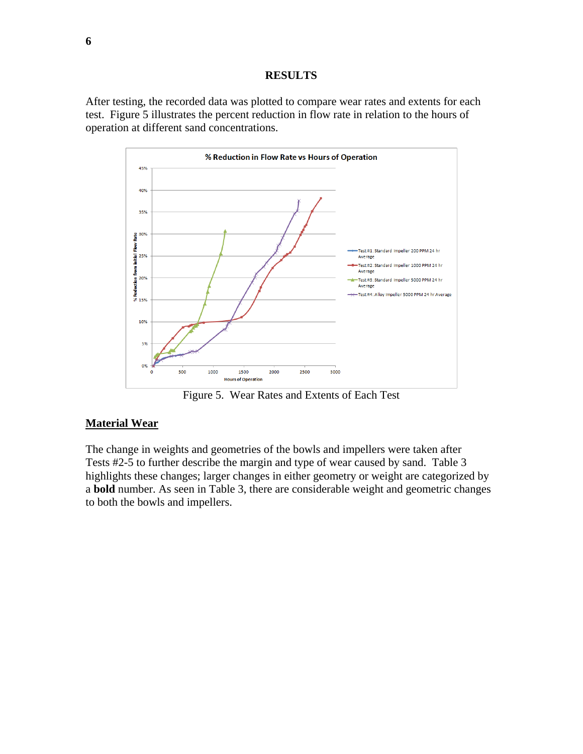## RESULTS

After testing, the recorded data was plotted to compare wear rates and extents for each test. Figure 5 illustrates the percent reduction in flow rate in relation to the hours of operation at different sand concentrations.

Figure 5. Wear Rates and Extents of Each Test

### Material Wear

The change in weights and geometries of the bowls and impellers were taken after Tests #2-5 to further describe the margin and type of wear caused by sand. Table 3 highlights these changes; larger changes in either geometry or weight are categorized by a **bold** number. As seen in Table 3, there are considerable weight and geometric changes to both the bowls and impellers.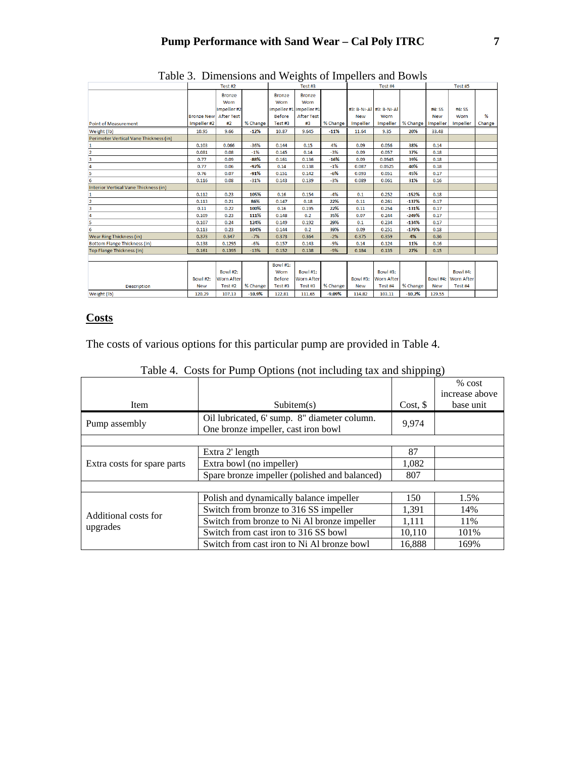Table 3. Dimensions and Weights of Impellers and Bowls

| Point of Measurement | Test #2 Bronze New Impeller #2 | Test #2 Bronze Worn Impeller #2 After Test #2 | Test #2 % Change | Test #3 Bronze Worn Impeller #1 Before Test #3 | Test #3 Bronze Worn Impeller #1 After Test #3 | Test #3 % Change | Test #4 #3: B-Ni-Al New Impeller | Test #4 #3: B-Ni-Al Worn Impeller | Test #4 % Change | Test #5 #4: SS New Impeller | Test #5 #4: SS Worn Impeller | Test #5 % Change |
|---|---|---|---|---|---|---|---|---|---|---|---|---|
| Weight (lb) | 10.95 | 9.66 | -12% | 10.87 | 9.645 | -11% | 11.64 | 9.35 | 20% | 33.48 | | |
| Perimeter Vertical Vane Thickness (in) | | | | | | | | | | | | |
| 1 | 0.103 | 0.066 | -36% | 0.144 | 0.15 | 4% | 0.09 | 0.056 | 38% | 0.14 | | |
| 2 | 0.081 | 0.08 | -1% | 0.145 | 0.14 | -3% | 0.09 | 0.057 | 37% | 0.18 | | |
| 3 | 0.77 | 0.09 | -88% | 0.161 | 0.136 | -16% | 0.09 | 0.0545 | 39% | 0.18 | | |
| 4 | 0.77 | 0.06 | -92% | 0.14 | 0.138 | -1% | 0.087 | 0.0525 | 40% | 0.18 | | |
| 5 | 0.76 | 0.07 | -91% | 0.151 | 0.142 | -6% | 0.093 | 0.051 | 45% | 0.17 | | |
| 6 | 0.116 | 0.08 | -31% | 0.143 | 0.139 | -3% | 0.089 | 0.061 | 31% | 0.16 | | |
| Interior Vertical Vane Thickness (in) | | | | | | | | | | | | |
| 1 | 0.112 | 0.23 | 105% | 0.16 | 0.154 | -4% | 0.1 | 0.252 | -152% | 0.18 | | |
| 2 | 0.113 | 0.21 | 86% | 0.147 | 0.18 | 22% | 0.11 | 0.261 | -137% | 0.17 | | |
| 3 | 0.11 | 0.22 | 100% | 0.16 | 0.195 | 22% | 0.11 | 0.254 | -131% | 0.17 | | |
| 4 | 0.109 | 0.23 | 111% | 0.148 | 0.2 | 35% | 0.07 | 0.244 | -249% | 0.17 | | |
| 5 | 0.107 | 0.24 | 124% | 0.149 | 0.192 | 29% | 0.1 | 0.234 | -134% | 0.17 | | |
| 6 | 0.113 | 0.23 | 104% | 0.144 | 0.2 | 39% | 0.09 | 0.251 | -179% | 0.18 | | |
| Wear Ring Thickness (in) | 0.373 | 0.347 | -7% | 0.373 | 0.364 | -2% | 0.375 | 0.359 | 4% | 0.36 | | |
| Bottom Flange Thickness (in) | 0.138 | 0.1295 | -6% | 0.157 | 0.143 | -9% | 0.14 | 0.124 | 11% | 0.16 | | |
| Top Flange Thickness (in) | 0.161 | 0.1395 | -13% | 0.152 | 0.138 | -9% | 0.184 | 0.135 | 27% | 0.15 | | |

| Description | Bowl #2: New | Bowl #2: Worn After Test #2 | % Change | Bowl #1: Worn Before Test #3 | Bowl #1: Worn After Test #3 | % Change | Bowl #3: New | Bowl #3: Worn After Test #4 | % Change | Bowl #4: New | Bowl #4: Worn After Test #4 | |
|---|---|---|---|---|---|---|---|---|---|---|---|---|
| Weight (lb) | 120.29 | 107.13 | -10.9% | 122.81 | 111.65 | -9.09% | 114.82 | 103.11 | -10.2% | 129.55 | | |

## Costs

The costs of various options for this particular pump are provided in Table 4.

Table 4. Costs for Pump Options (not including tax and shipping)

| Item | Subitem(s) | Cost, $ | % cost increase above base unit |
|---|---|---|---|
| Pump assembly | Oil lubricated, 6' sump. 8" diameter column. One bronze impeller, cast iron bowl | 9,974 | |
| | | | |
| Extra costs for spare parts | Extra 2' length | 87 | |
| | Extra bowl (no impeller) | 1,082 | |
| | Spare bronze impeller (polished and balanced) | 807 | |
| | | | |
| Additional costs for upgrades | Polish and dynamically balance impeller | 150 | 1.5% |
| | Switch from bronze to 316 SS impeller | 1,391 | 14% |
| | Switch from bronze to Ni Al bronze impeller | 1,111 | 11% |
| | Switch from cast iron to 316 SS bowl | 10,110 | 101% |
| | Switch from cast iron to Ni Al bronze bowl | 16,888 | 169% |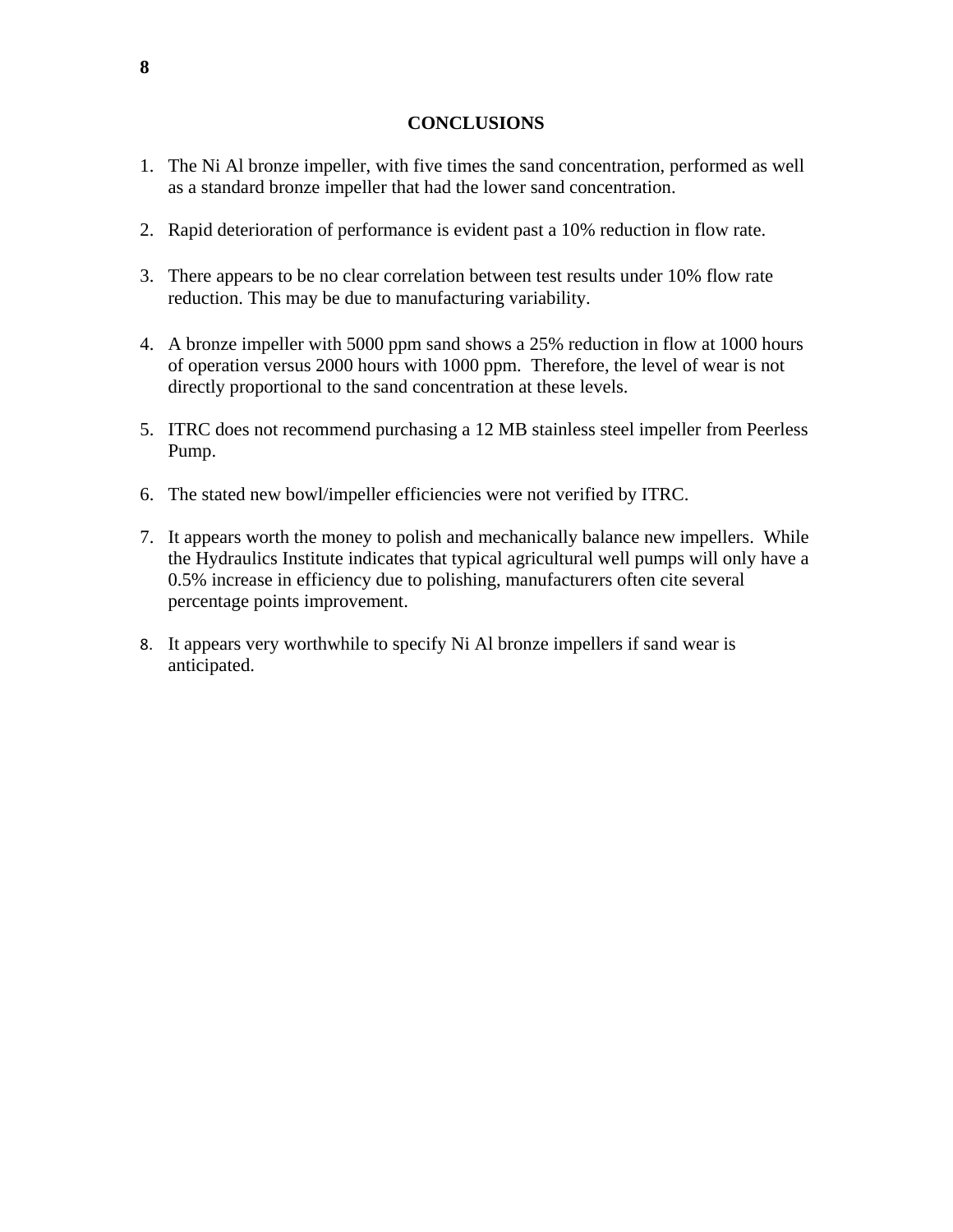## CONCLUSIONS

1. The Ni Al bronze impeller, with five times the sand concentration, performed as well as a standard bronze impeller that had the lower sand concentration.

2. Rapid deterioration of performance is evident past a 10% reduction in flow rate.

3. There appears to be no clear correlation between test results under 10% flow rate reduction. This may be due to manufacturing variability.

4. A bronze impeller with 5000 ppm sand shows a 25% reduction in flow at 1000 hours of operation versus 2000 hours with 1000 ppm. Therefore, the level of wear is not directly proportional to the sand concentration at these levels.

5. ITRC does not recommend purchasing a 12 MB stainless steel impeller from Peerless Pump.

6. The stated new bowl/impeller efficiencies were not verified by ITRC.

7. It appears worth the money to polish and mechanically balance new impellers. While the Hydraulics Institute indicates that typical agricultural well pumps will only have a 0.5% increase in efficiency due to polishing, manufacturers often cite several percentage points improvement.

8. It appears very worthwhile to specify Ni Al bronze impellers if sand wear is anticipated.